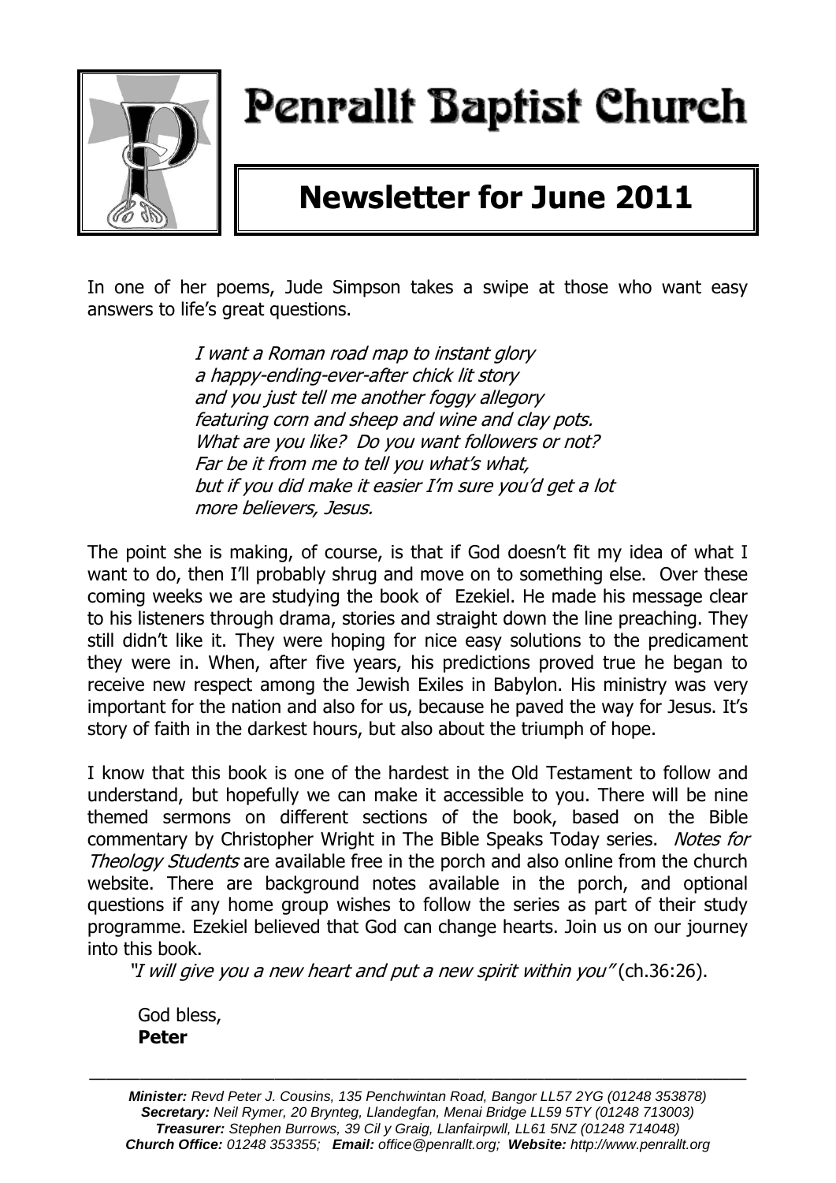# Penrallt Baptist Church

## Newsletter for June 2011

In one of her poems, Jude Simpson takes a swipe at those who want easy answers to life's great questions.

> *I want a Roman road map to instant glory*
> *a happy-ending-ever-after chick lit story*
> *and you just tell me another foggy allegory*
> *featuring corn and sheep and wine and clay pots.*
> *What are you like? Do you want followers or not?*
> *Far be it from me to tell you what's what,*
> *but if you did make it easier I'm sure you'd get a lot*
> *more believers, Jesus.*

The point she is making, of course, is that if God doesn't fit my idea of what I want to do, then I'll probably shrug and move on to something else. Over these coming weeks we are studying the book of Ezekiel. He made his message clear to his listeners through drama, stories and straight down the line preaching. They still didn't like it. They were hoping for nice easy solutions to the predicament they were in. When, after five years, his predictions proved true he began to receive new respect among the Jewish Exiles in Babylon. His ministry was very important for the nation and also for us, because he paved the way for Jesus. It's story of faith in the darkest hours, but also about the triumph of hope.

I know that this book is one of the hardest in the Old Testament to follow and understand, but hopefully we can make it accessible to you. There will be nine themed sermons on different sections of the book, based on the Bible commentary by Christopher Wright in The Bible Speaks Today series. *Notes for Theology Students* are available free in the porch and also online from the church website. There are background notes available in the porch, and optional questions if any home group wishes to follow the series as part of their study programme. Ezekiel believed that God can change hearts. Join us on our journey into this book.

*"I will give you a new heart and put a new spirit within you"* (ch.36:26).

God bless,
**Peter**

---

***Minister:*** *Revd Peter J. Cousins, 135 Penchwintan Road, Bangor LL57 2YG (01248 353878)*
***Secretary:*** *Neil Rymer, 20 Brynteg, Llandegfan, Menai Bridge LL59 5TY (01248 713003)*
***Treasurer:*** *Stephen Burrows, 39 Cil y Graig, Llanfairpwll, LL61 5NZ (01248 714048)*
***Church Office:*** *01248 353355;* ***Email:*** *office@penrallt.org;* ***Website:*** *http://www.penrallt.org*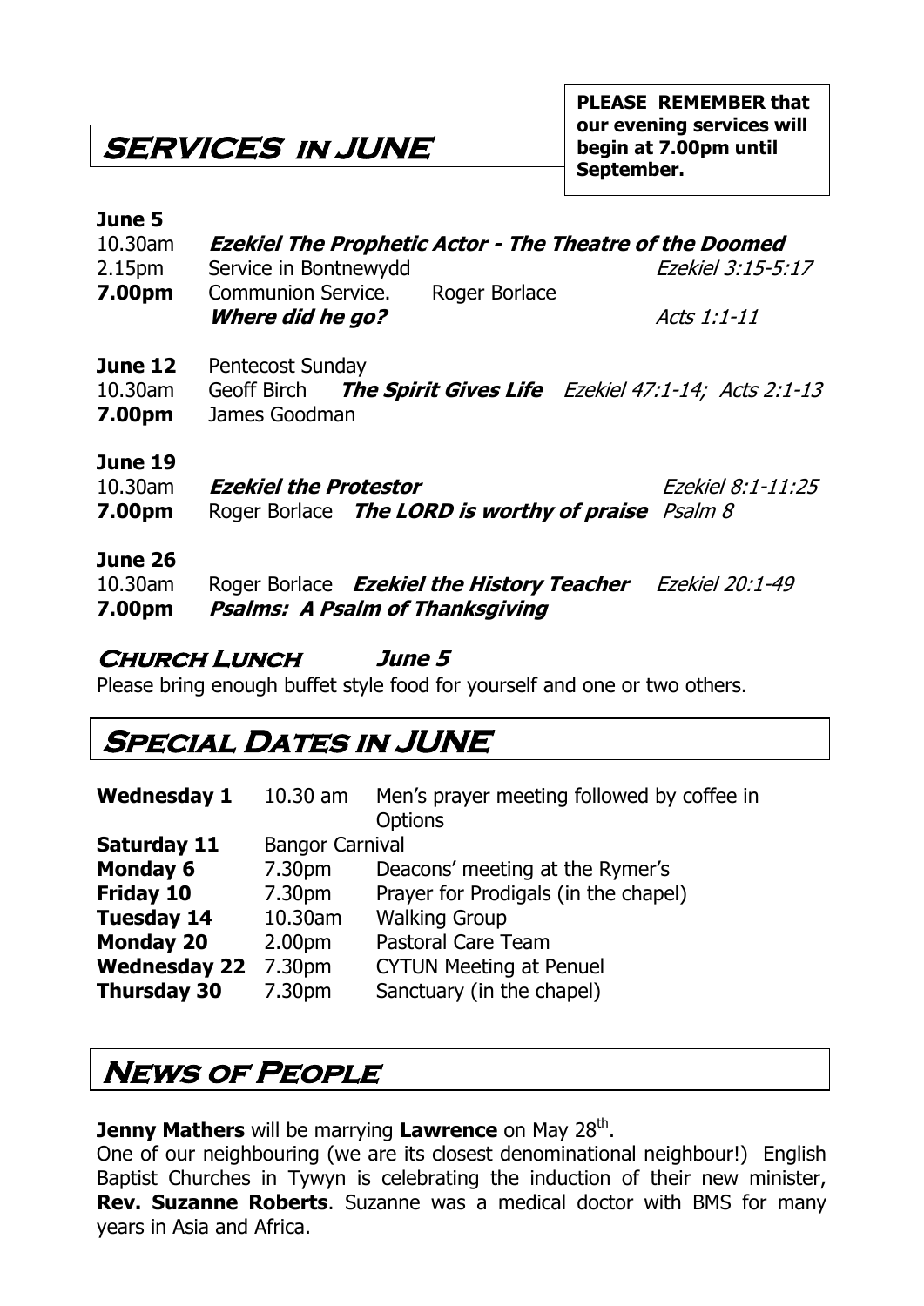## SERVICES IN JUNE

**PLEASE REMEMBER that our evening services will begin at 7.00pm until September.**

**June 5**

10.30am ***Ezekiel The Prophetic Actor - The Theatre of the Doomed*** *Ezekiel 3:15-5:17*
2.15pm Service in Bontnewydd
**7.00pm** Communion Service. Roger Borlace
***Where did he go?*** *Acts 1:1-11*

**June 12** Pentecost Sunday
10.30am Geoff Birch ***The Spirit Gives Life*** *Ezekiel 47:1-14; Acts 2:1-13*
**7.00pm** James Goodman

**June 19**
10.30am ***Ezekiel the Protestor*** *Ezekiel 8:1-11:25*
**7.00pm** Roger Borlace ***The LORD is worthy of praise*** *Psalm 8*

**June 26**
10.30am Roger Borlace ***Ezekiel the History Teacher*** *Ezekiel 20:1-49*
**7.00pm** ***Psalms: A Psalm of Thanksgiving***

### *Church Lunch* *June 5*

Please bring enough buffet style food for yourself and one or two others.

## Special Dates in JUNE

| | | |
|---|---|---|
| **Wednesday 1** | 10.30 am | Men's prayer meeting followed by coffee in Options |
| **Saturday 11** | Bangor Carnival | |
| **Monday 6** | 7.30pm | Deacons' meeting at the Rymer's |
| **Friday 10** | 7.30pm | Prayer for Prodigals (in the chapel) |
| **Tuesday 14** | 10.30am | Walking Group |
| **Monday 20** | 2.00pm | Pastoral Care Team |
| **Wednesday 22** | 7.30pm | CYTUN Meeting at Penuel |
| **Thursday 30** | 7.30pm | Sanctuary (in the chapel) |

## News of People

**Jenny Mathers** will be marrying **Lawrence** on May 28th.

One of our neighbouring (we are its closest denominational neighbour!) English Baptist Churches in Tywyn is celebrating the induction of their new minister, **Rev. Suzanne Roberts**. Suzanne was a medical doctor with BMS for many years in Asia and Africa.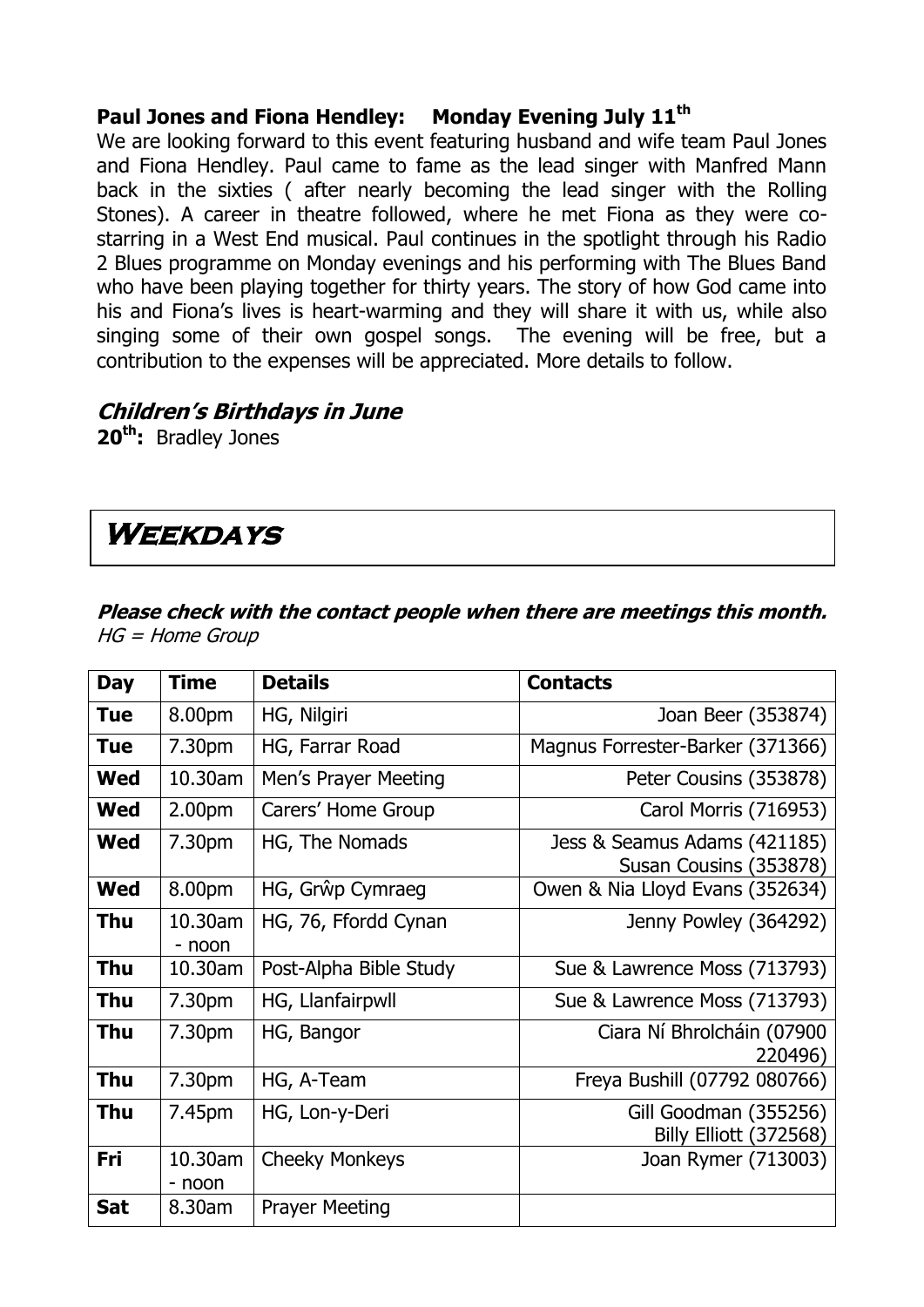### Paul Jones and Fiona Hendley: Monday Evening July 11th

We are looking forward to this event featuring husband and wife team Paul Jones and Fiona Hendley. Paul came to fame as the lead singer with Manfred Mann back in the sixties ( after nearly becoming the lead singer with the Rolling Stones). A career in theatre followed, where he met Fiona as they were co-starring in a West End musical. Paul continues in the spotlight through his Radio 2 Blues programme on Monday evenings and his performing with The Blues Band who have been playing together for thirty years. The story of how God came into his and Fiona's lives is heart-warming and they will share it with us, while also singing some of their own gospel songs. The evening will be free, but a contribution to the expenses will be appreciated. More details to follow.

### *Children's Birthdays in June*

**20th:** Bradley Jones

## Weekdays

***Please check with the contact people when there are meetings this month.***
*HG = Home Group*

| Day | Time | Details | Contacts |
|---|---|---|---|
| **Tue** | 8.00pm | HG, Nilgiri | Joan Beer (353874) |
| **Tue** | 7.30pm | HG, Farrar Road | Magnus Forrester-Barker (371366) |
| **Wed** | 10.30am | Men's Prayer Meeting | Peter Cousins (353878) |
| **Wed** | 2.00pm | Carers' Home Group | Carol Morris (716953) |
| **Wed** | 7.30pm | HG, The Nomads | Jess & Seamus Adams (421185) Susan Cousins (353878) |
| **Wed** | 8.00pm | HG, Grŵp Cymraeg | Owen & Nia Lloyd Evans (352634) |
| **Thu** | 10.30am - noon | HG, 76, Ffordd Cynan | Jenny Powley (364292) |
| **Thu** | 10.30am | Post-Alpha Bible Study | Sue & Lawrence Moss (713793) |
| **Thu** | 7.30pm | HG, Llanfairpwll | Sue & Lawrence Moss (713793) |
| **Thu** | 7.30pm | HG, Bangor | Ciara Ní Bhrolcháin (07900 220496) |
| **Thu** | 7.30pm | HG, A-Team | Freya Bushill (07792 080766) |
| **Thu** | 7.45pm | HG, Lon-y-Deri | Gill Goodman (355256) Billy Elliott (372568) |
| **Fri** | 10.30am - noon | Cheeky Monkeys | Joan Rymer (713003) |
| **Sat** | 8.30am | Prayer Meeting | |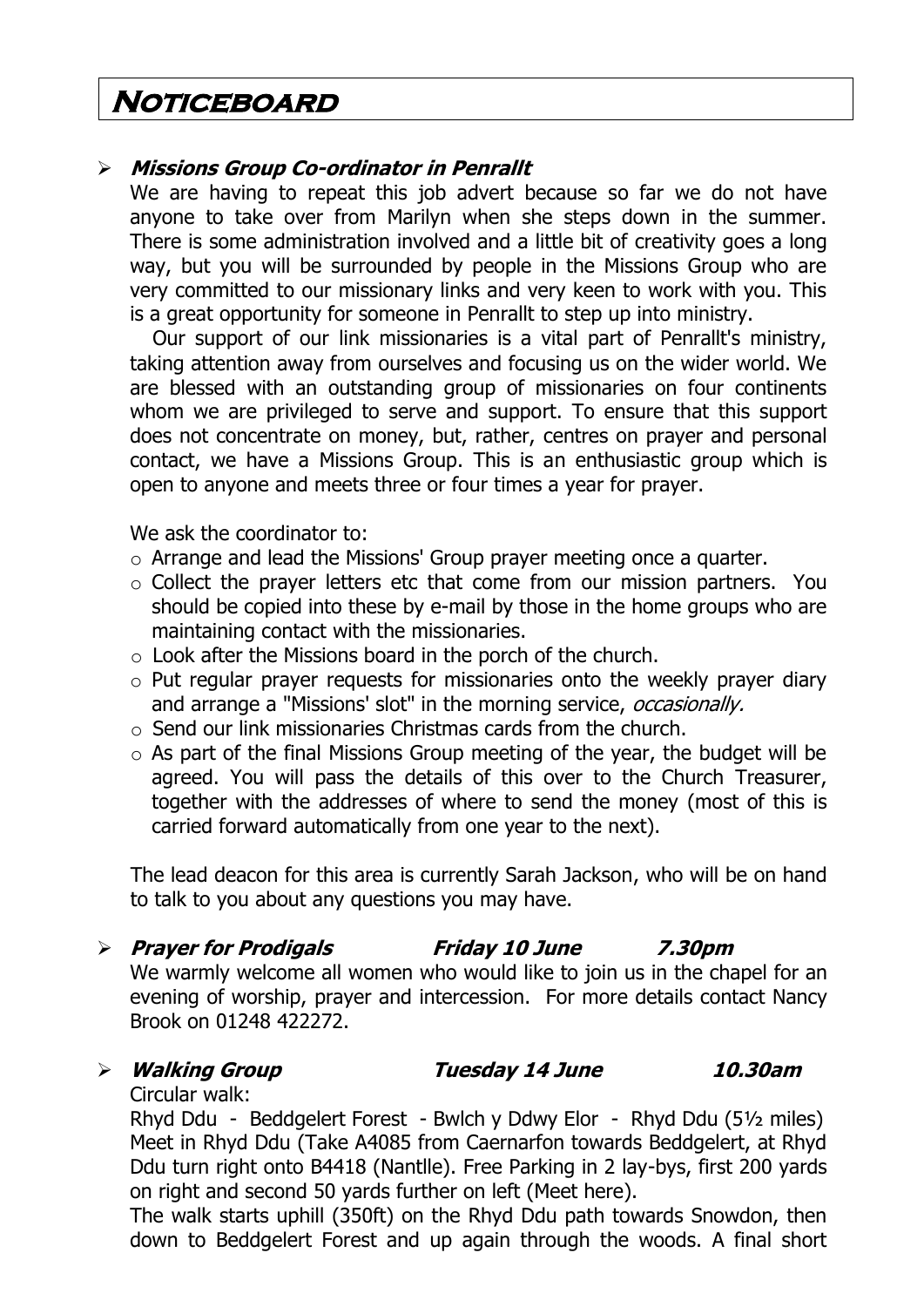# Noticeboard

- ***Missions Group Co-ordinator in Penrallt***

  We are having to repeat this job advert because so far we do not have anyone to take over from Marilyn when she steps down in the summer. There is some administration involved and a little bit of creativity goes a long way, but you will be surrounded by people in the Missions Group who are very committed to our missionary links and very keen to work with you. This is a great opportunity for someone in Penrallt to step up into ministry.

  Our support of our link missionaries is a vital part of Penrallt's ministry, taking attention away from ourselves and focusing us on the wider world. We are blessed with an outstanding group of missionaries on four continents whom we are privileged to serve and support. To ensure that this support does not concentrate on money, but, rather, centres on prayer and personal contact, we have a Missions Group. This is an enthusiastic group which is open to anyone and meets three or four times a year for prayer.

  We ask the coordinator to:

  - Arrange and lead the Missions' Group prayer meeting once a quarter.
  - Collect the prayer letters etc that come from our mission partners. You should be copied into these by e-mail by those in the home groups who are maintaining contact with the missionaries.
  - Look after the Missions board in the porch of the church.
  - Put regular prayer requests for missionaries onto the weekly prayer diary and arrange a "Missions' slot" in the morning service, *occasionally.*
  - Send our link missionaries Christmas cards from the church.
  - As part of the final Missions Group meeting of the year, the budget will be agreed. You will pass the details of this over to the Church Treasurer, together with the addresses of where to send the money (most of this is carried forward automatically from one year to the next).

  The lead deacon for this area is currently Sarah Jackson, who will be on hand to talk to you about any questions you may have.

- ***Prayer for Prodigals*** ***Friday 10 June*** ***7.30pm***

  We warmly welcome all women who would like to join us in the chapel for an evening of worship, prayer and intercession. For more details contact Nancy Brook on 01248 422272.

- ***Walking Group*** ***Tuesday 14 June*** ***10.30am***

  Circular walk:

  Rhyd Ddu - Beddgelert Forest - Bwlch y Ddwy Elor - Rhyd Ddu (5½ miles)
  Meet in Rhyd Ddu (Take A4085 from Caernarfon towards Beddgelert, at Rhyd Ddu turn right onto B4418 (Nantlle). Free Parking in 2 lay-bys, first 200 yards on right and second 50 yards further on left (Meet here).

  The walk starts uphill (350ft) on the Rhyd Ddu path towards Snowdon, then down to Beddgelert Forest and up again through the woods. A final short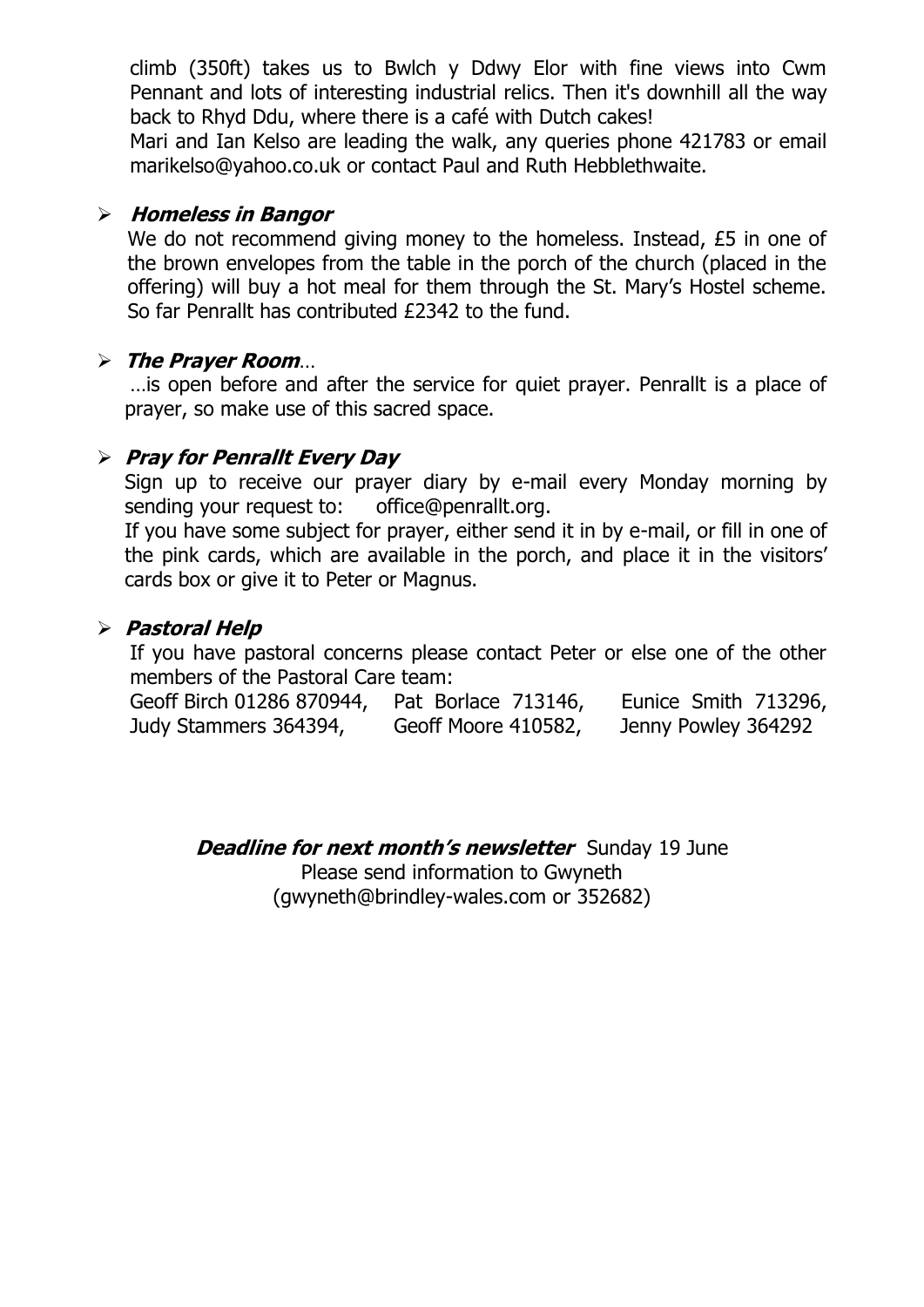climb (350ft) takes us to Bwlch y Ddwy Elor with fine views into Cwm Pennant and lots of interesting industrial relics. Then it's downhill all the way back to Rhyd Ddu, where there is a café with Dutch cakes!

Mari and Ian Kelso are leading the walk, any queries phone 421783 or email marikelso@yahoo.co.uk or contact Paul and Ruth Hebblethwaite.

- ***Homeless in Bangor***

  We do not recommend giving money to the homeless. Instead, £5 in one of the brown envelopes from the table in the porch of the church (placed in the offering) will buy a hot meal for them through the St. Mary's Hostel scheme. So far Penrallt has contributed £2342 to the fund.

- ***The Prayer Room***…

  …is open before and after the service for quiet prayer. Penrallt is a place of prayer, so make use of this sacred space.

- ***Pray for Penrallt Every Day***

  Sign up to receive our prayer diary by e-mail every Monday morning by sending your request to: office@penrallt.org.

  If you have some subject for prayer, either send it in by e-mail, or fill in one of the pink cards, which are available in the porch, and place it in the visitors' cards box or give it to Peter or Magnus.

- ***Pastoral Help***

  If you have pastoral concerns please contact Peter or else one of the other members of the Pastoral Care team:

  Geoff Birch 01286 870944, Pat Borlace 713146, Eunice Smith 713296, Judy Stammers 364394, Geoff Moore 410582, Jenny Powley 364292

***Deadline for next month's newsletter*** Sunday 19 June
Please send information to Gwyneth
(gwyneth@brindley-wales.com or 352682)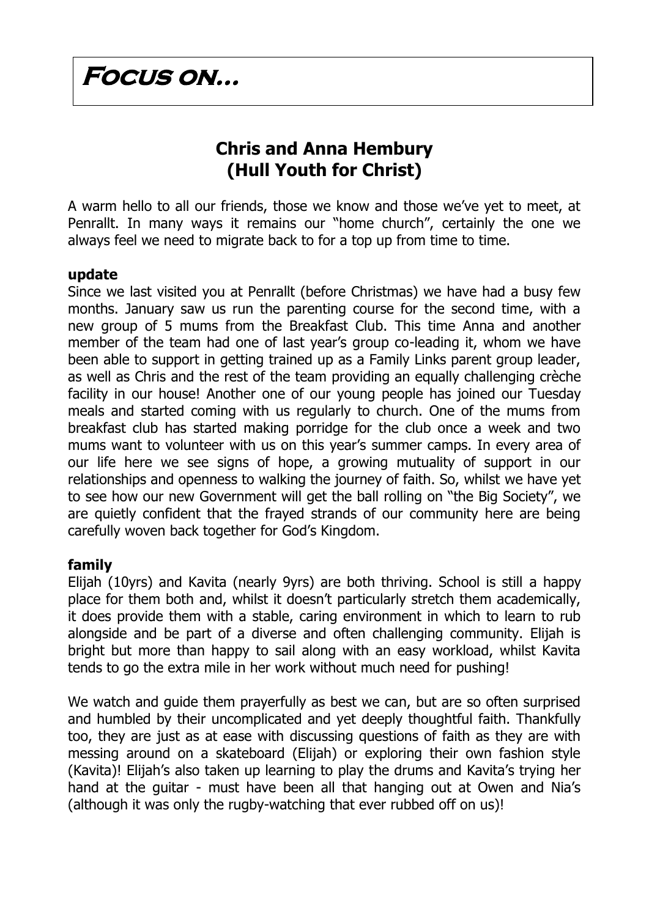# Focus on...

## Chris and Anna Hembury (Hull Youth for Christ)

A warm hello to all our friends, those we know and those we've yet to meet, at Penrallt. In many ways it remains our "home church", certainly the one we always feel we need to migrate back to for a top up from time to time.

**update**

Since we last visited you at Penrallt (before Christmas) we have had a busy few months. January saw us run the parenting course for the second time, with a new group of 5 mums from the Breakfast Club. This time Anna and another member of the team had one of last year's group co-leading it, whom we have been able to support in getting trained up as a Family Links parent group leader, as well as Chris and the rest of the team providing an equally challenging crèche facility in our house! Another one of our young people has joined our Tuesday meals and started coming with us regularly to church. One of the mums from breakfast club has started making porridge for the club once a week and two mums want to volunteer with us on this year's summer camps. In every area of our life here we see signs of hope, a growing mutuality of support in our relationships and openness to walking the journey of faith. So, whilst we have yet to see how our new Government will get the ball rolling on "the Big Society", we are quietly confident that the frayed strands of our community here are being carefully woven back together for God's Kingdom.

**family**

Elijah (10yrs) and Kavita (nearly 9yrs) are both thriving. School is still a happy place for them both and, whilst it doesn't particularly stretch them academically, it does provide them with a stable, caring environment in which to learn to rub alongside and be part of a diverse and often challenging community. Elijah is bright but more than happy to sail along with an easy workload, whilst Kavita tends to go the extra mile in her work without much need for pushing!

We watch and guide them prayerfully as best we can, but are so often surprised and humbled by their uncomplicated and yet deeply thoughtful faith. Thankfully too, they are just as at ease with discussing questions of faith as they are with messing around on a skateboard (Elijah) or exploring their own fashion style (Kavita)! Elijah's also taken up learning to play the drums and Kavita's trying her hand at the guitar - must have been all that hanging out at Owen and Nia's (although it was only the rugby-watching that ever rubbed off on us)!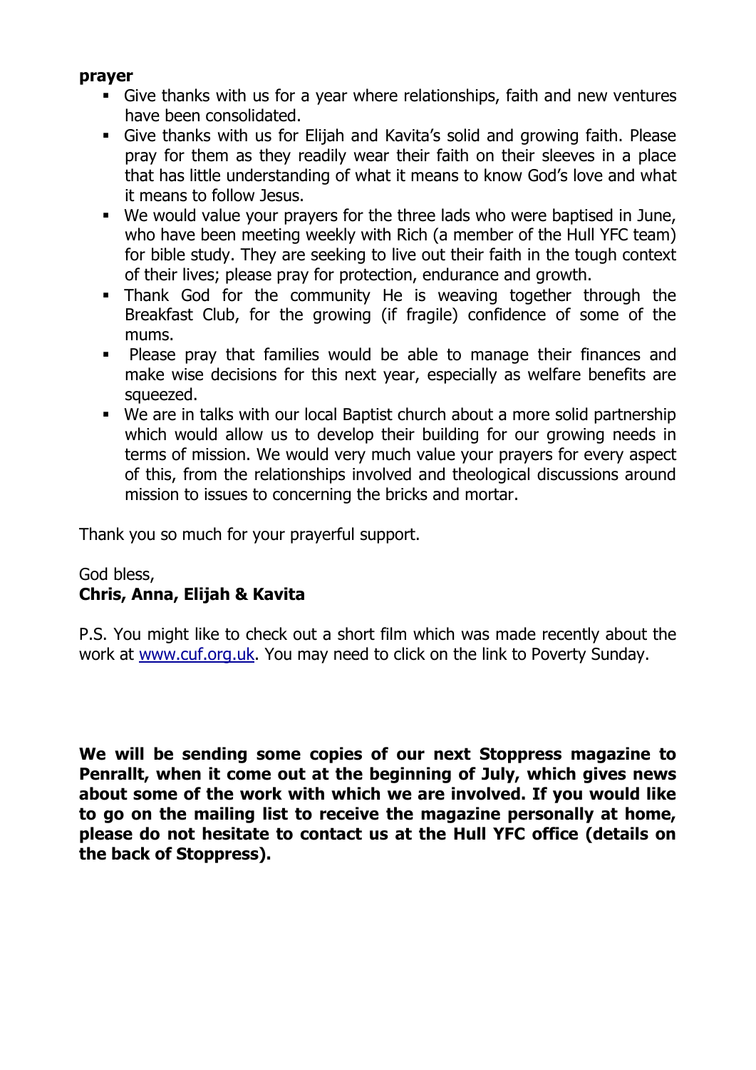**prayer**

- Give thanks with us for a year where relationships, faith and new ventures have been consolidated.
- Give thanks with us for Elijah and Kavita's solid and growing faith. Please pray for them as they readily wear their faith on their sleeves in a place that has little understanding of what it means to know God's love and what it means to follow Jesus.
- We would value your prayers for the three lads who were baptised in June, who have been meeting weekly with Rich (a member of the Hull YFC team) for bible study. They are seeking to live out their faith in the tough context of their lives; please pray for protection, endurance and growth.
- Thank God for the community He is weaving together through the Breakfast Club, for the growing (if fragile) confidence of some of the mums.
- Please pray that families would be able to manage their finances and make wise decisions for this next year, especially as welfare benefits are squeezed.
- We are in talks with our local Baptist church about a more solid partnership which would allow us to develop their building for our growing needs in terms of mission. We would very much value your prayers for every aspect of this, from the relationships involved and theological discussions around mission to issues to concerning the bricks and mortar.

Thank you so much for your prayerful support.

God bless,
**Chris, Anna, Elijah & Kavita**

P.S. You might like to check out a short film which was made recently about the work at [www.cuf.org.uk](http://www.cuf.org.uk). You may need to click on the link to Poverty Sunday.

**We will be sending some copies of our next Stoppress magazine to Penrallt, when it come out at the beginning of July, which gives news about some of the work with which we are involved. If you would like to go on the mailing list to receive the magazine personally at home, please do not hesitate to contact us at the Hull YFC office (details on the back of Stoppress).**